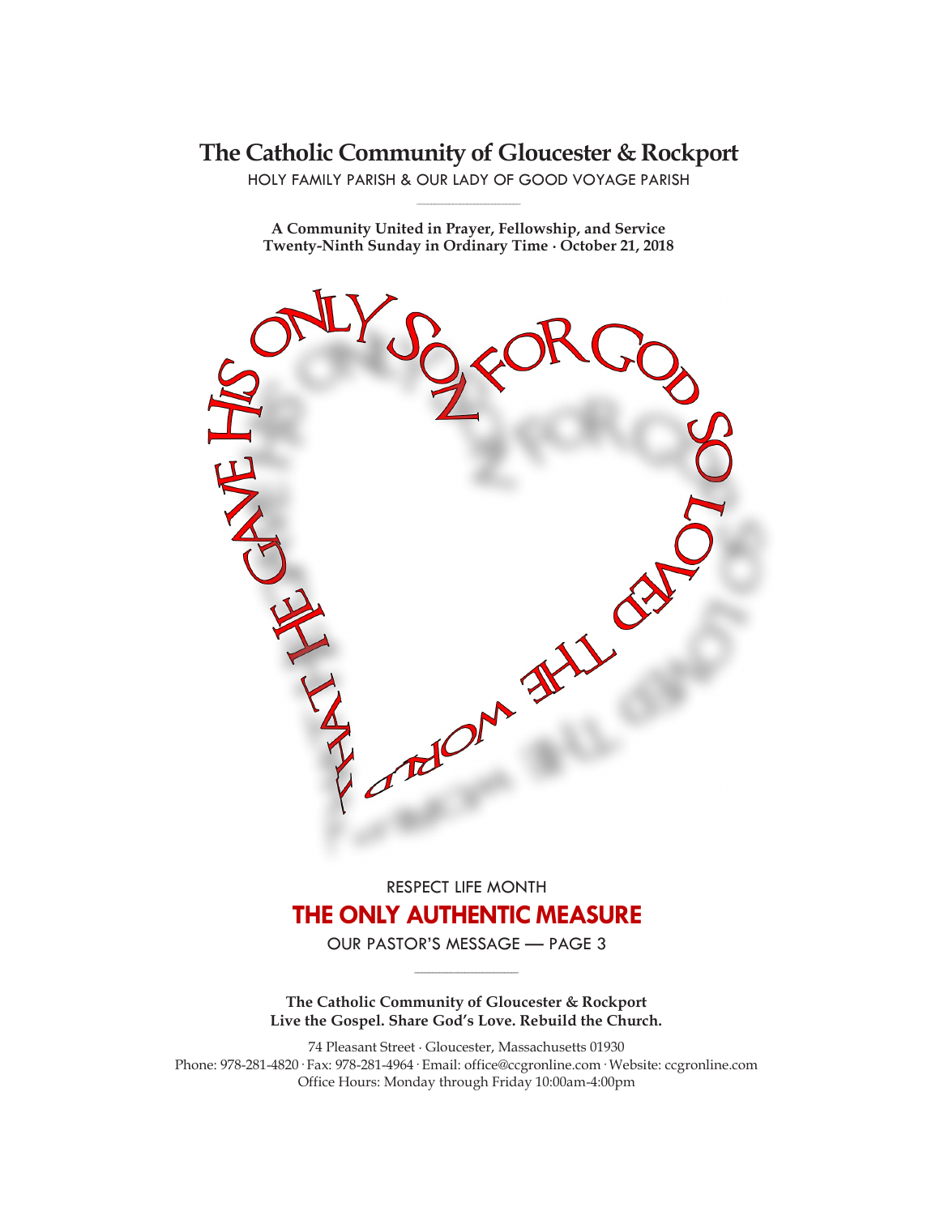# The Catholic Community of Gloucester & Rockport

HOLY FAMILY PARISH & OUR LADY OF GOOD VOYAGE PARISH

**A Community United in Prayer, Fellowship, and Service**
**Twenty-Ninth Sunday in Ordinary Time · October 21, 2018**

FOR GOD SO LOVED THE WORLD THAT HE GAVE HIS ONLY SON

RESPECT LIFE MONTH

## THE ONLY AUTHENTIC MEASURE

OUR PASTOR'S MESSAGE — PAGE 3

**The Catholic Community of Gloucester & Rockport**
**Live the Gospel. Share God's Love. Rebuild the Church.**

74 Pleasant Street · Gloucester, Massachusetts 01930
Phone: 978-281-4820 · Fax: 978-281-4964 · Email: office@ccgronline.com · Website: ccgronline.com
Office Hours: Monday through Friday 10:00am-4:00pm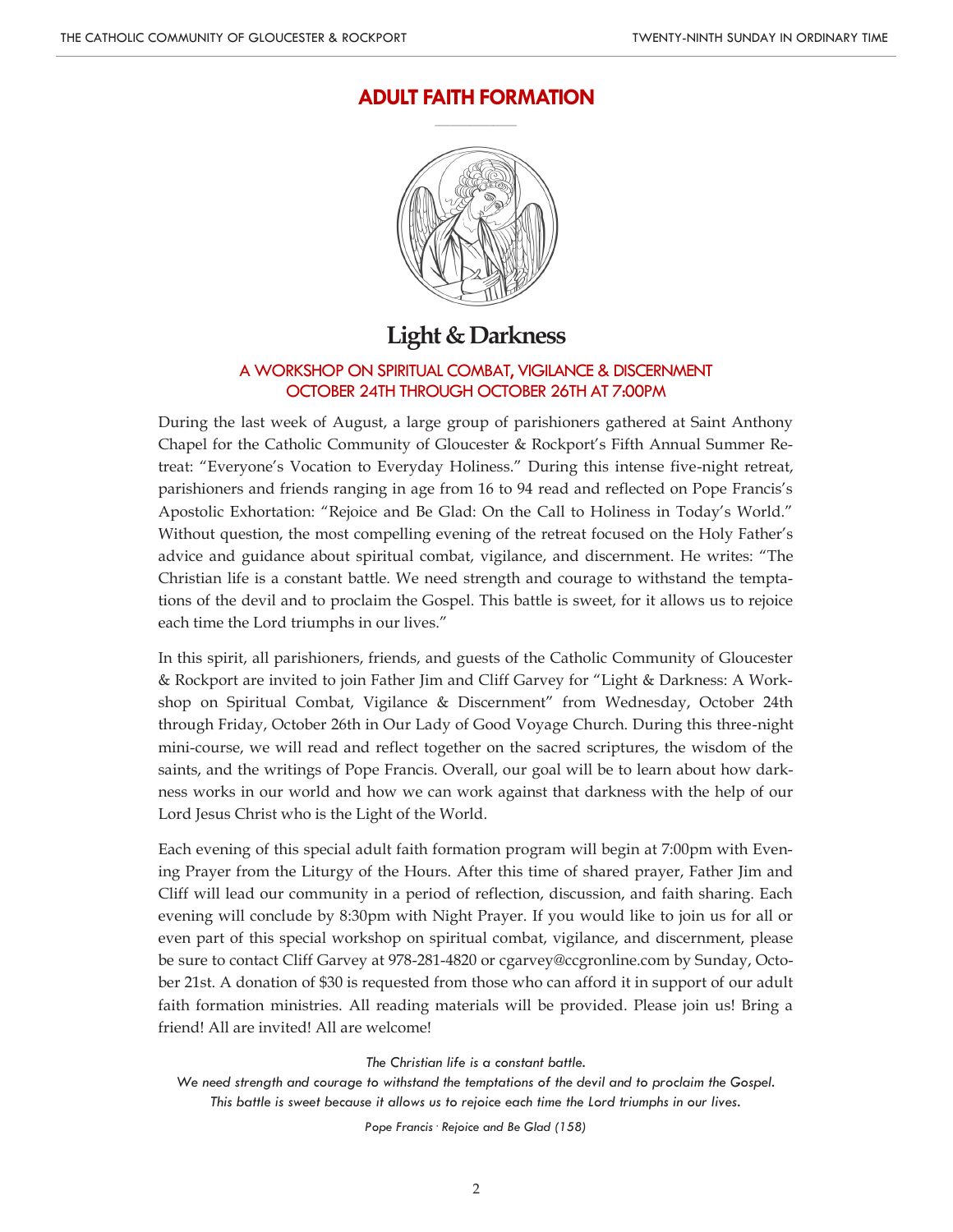# ADULT FAITH FORMATION

## Light & Darkness

### A WORKSHOP ON SPIRITUAL COMBAT, VIGILANCE & DISCERNMENT
### OCTOBER 24TH THROUGH OCTOBER 26TH AT 7:00PM

During the last week of August, a large group of parishioners gathered at Saint Anthony Chapel for the Catholic Community of Gloucester & Rockport's Fifth Annual Summer Retreat: "Everyone's Vocation to Everyday Holiness." During this intense five-night retreat, parishioners and friends ranging in age from 16 to 94 read and reflected on Pope Francis's Apostolic Exhortation: "Rejoice and Be Glad: On the Call to Holiness in Today's World." Without question, the most compelling evening of the retreat focused on the Holy Father's advice and guidance about spiritual combat, vigilance, and discernment. He writes: "The Christian life is a constant battle. We need strength and courage to withstand the temptations of the devil and to proclaim the Gospel. This battle is sweet, for it allows us to rejoice each time the Lord triumphs in our lives."

In this spirit, all parishioners, friends, and guests of the Catholic Community of Gloucester & Rockport are invited to join Father Jim and Cliff Garvey for "Light & Darkness: A Workshop on Spiritual Combat, Vigilance & Discernment" from Wednesday, October 24th through Friday, October 26th in Our Lady of Good Voyage Church. During this three-night mini-course, we will read and reflect together on the sacred scriptures, the wisdom of the saints, and the writings of Pope Francis. Overall, our goal will be to learn about how darkness works in our world and how we can work against that darkness with the help of our Lord Jesus Christ who is the Light of the World.

Each evening of this special adult faith formation program will begin at 7:00pm with Evening Prayer from the Liturgy of the Hours. After this time of shared prayer, Father Jim and Cliff will lead our community in a period of reflection, discussion, and faith sharing. Each evening will conclude by 8:30pm with Night Prayer. If you would like to join us for all or even part of this special workshop on spiritual combat, vigilance, and discernment, please be sure to contact Cliff Garvey at 978-281-4820 or cgarvey@ccgronline.com by Sunday, October 21st. A donation of $30 is requested from those who can afford it in support of our adult faith formation ministries. All reading materials will be provided. Please join us! Bring a friend! All are invited! All are welcome!

*The Christian life is a constant battle.*
*We need strength and courage to withstand the temptations of the devil and to proclaim the Gospel.*
*This battle is sweet because it allows us to rejoice each time the Lord triumphs in our lives.*

*Pope Francis · Rejoice and Be Glad (158)*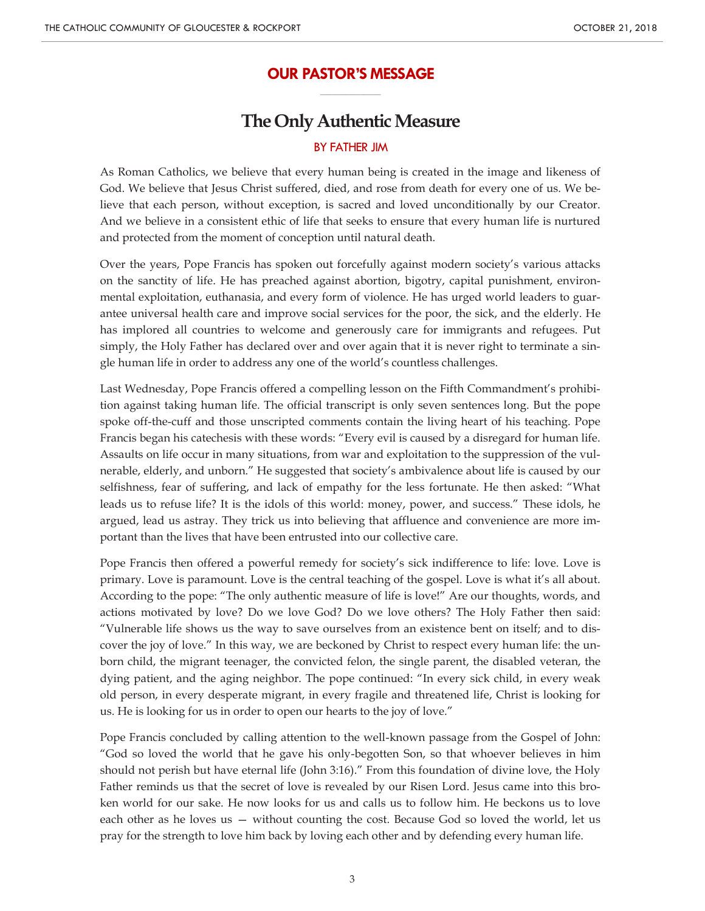## OUR PASTOR'S MESSAGE

# The Only Authentic Measure

BY FATHER JIM

As Roman Catholics, we believe that every human being is created in the image and likeness of God. We believe that Jesus Christ suffered, died, and rose from death for every one of us. We believe that each person, without exception, is sacred and loved unconditionally by our Creator. And we believe in a consistent ethic of life that seeks to ensure that every human life is nurtured and protected from the moment of conception until natural death.

Over the years, Pope Francis has spoken out forcefully against modern society's various attacks on the sanctity of life. He has preached against abortion, bigotry, capital punishment, environmental exploitation, euthanasia, and every form of violence. He has urged world leaders to guarantee universal health care and improve social services for the poor, the sick, and the elderly. He has implored all countries to welcome and generously care for immigrants and refugees. Put simply, the Holy Father has declared over and over again that it is never right to terminate a single human life in order to address any one of the world's countless challenges.

Last Wednesday, Pope Francis offered a compelling lesson on the Fifth Commandment's prohibition against taking human life. The official transcript is only seven sentences long. But the pope spoke off-the-cuff and those unscripted comments contain the living heart of his teaching. Pope Francis began his catechesis with these words: "Every evil is caused by a disregard for human life. Assaults on life occur in many situations, from war and exploitation to the suppression of the vulnerable, elderly, and unborn." He suggested that society's ambivalence about life is caused by our selfishness, fear of suffering, and lack of empathy for the less fortunate. He then asked: "What leads us to refuse life? It is the idols of this world: money, power, and success." These idols, he argued, lead us astray. They trick us into believing that affluence and convenience are more important than the lives that have been entrusted into our collective care.

Pope Francis then offered a powerful remedy for society's sick indifference to life: love. Love is primary. Love is paramount. Love is the central teaching of the gospel. Love is what it's all about. According to the pope: "The only authentic measure of life is love!" Are our thoughts, words, and actions motivated by love? Do we love God? Do we love others? The Holy Father then said: "Vulnerable life shows us the way to save ourselves from an existence bent on itself; and to discover the joy of love." In this way, we are beckoned by Christ to respect every human life: the unborn child, the migrant teenager, the convicted felon, the single parent, the disabled veteran, the dying patient, and the aging neighbor. The pope continued: "In every sick child, in every weak old person, in every desperate migrant, in every fragile and threatened life, Christ is looking for us. He is looking for us in order to open our hearts to the joy of love."

Pope Francis concluded by calling attention to the well-known passage from the Gospel of John: "God so loved the world that he gave his only-begotten Son, so that whoever believes in him should not perish but have eternal life (John 3:16)." From this foundation of divine love, the Holy Father reminds us that the secret of love is revealed by our Risen Lord. Jesus came into this broken world for our sake. He now looks for us and calls us to follow him. He beckons us to love each other as he loves us — without counting the cost. Because God so loved the world, let us pray for the strength to love him back by loving each other and by defending every human life.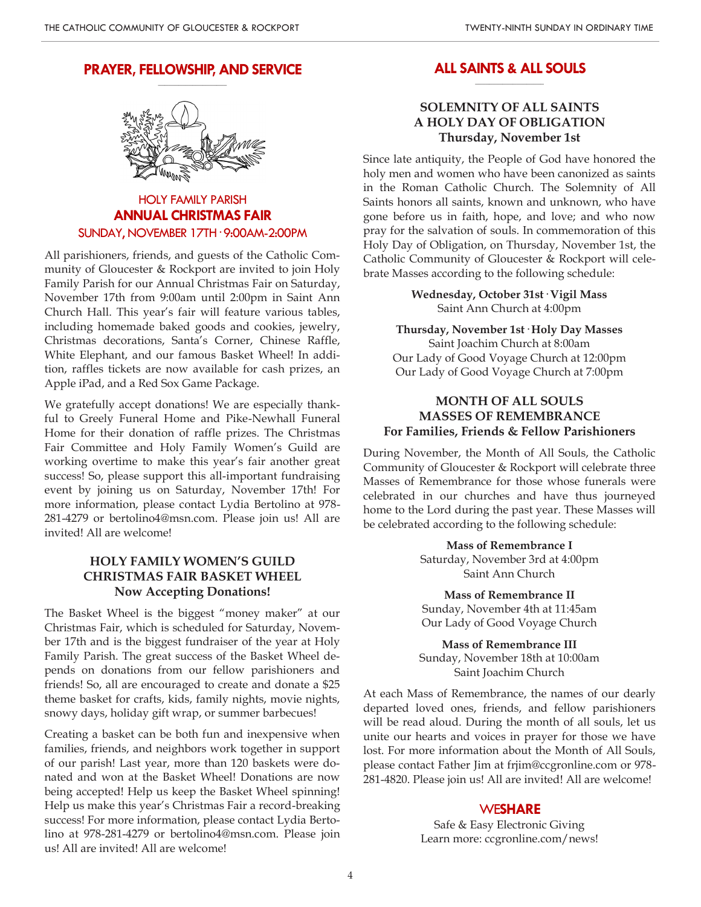## PRAYER, FELLOWSHIP, AND SERVICE

### HOLY FAMILY PARISH
### ANNUAL CHRISTMAS FAIR
### SUNDAY, NOVEMBER 17TH · 9:00AM-2:00PM

All parishioners, friends, and guests of the Catholic Community of Gloucester & Rockport are invited to join Holy Family Parish for our Annual Christmas Fair on Saturday, November 17th from 9:00am until 2:00pm in Saint Ann Church Hall. This year's fair will feature various tables, including homemade baked goods and cookies, jewelry, Christmas decorations, Santa's Corner, Chinese Raffle, White Elephant, and our famous Basket Wheel! In addition, raffles tickets are now available for cash prizes, an Apple iPad, and a Red Sox Game Package.

We gratefully accept donations! We are especially thankful to Greely Funeral Home and Pike-Newhall Funeral Home for their donation of raffle prizes. The Christmas Fair Committee and Holy Family Women's Guild are working overtime to make this year's fair another great success! So, please support this all-important fundraising event by joining us on Saturday, November 17th! For more information, please contact Lydia Bertolino at 978-281-4279 or bertolino4@msn.com. Please join us! All are invited! All are welcome!

### HOLY FAMILY WOMEN'S GUILD CHRISTMAS FAIR BASKET WHEEL
### Now Accepting Donations!

The Basket Wheel is the biggest "money maker" at our Christmas Fair, which is scheduled for Saturday, November 17th and is the biggest fundraiser of the year at Holy Family Parish. The great success of the Basket Wheel depends on donations from our fellow parishioners and friends! So, all are encouraged to create and donate a $25 theme basket for crafts, kids, family nights, movie nights, snowy days, holiday gift wrap, or summer barbecues!

Creating a basket can be both fun and inexpensive when families, friends, and neighbors work together in support of our parish! Last year, more than 120 baskets were donated and won at the Basket Wheel! Donations are now being accepted! Help us keep the Basket Wheel spinning! Help us make this year's Christmas Fair a record-breaking success! For more information, please contact Lydia Bertolino at 978-281-4279 or bertolino4@msn.com. Please join us! All are invited! All are welcome!

## ALL SAINTS & ALL SOULS

### SOLEMNITY OF ALL SAINTS
### A HOLY DAY OF OBLIGATION
### Thursday, November 1st

Since late antiquity, the People of God have honored the holy men and women who have been canonized as saints in the Roman Catholic Church. The Solemnity of All Saints honors all saints, known and unknown, who have gone before us in faith, hope, and love; and who now pray for the salvation of souls. In commemoration of this Holy Day of Obligation, on Thursday, November 1st, the Catholic Community of Gloucester & Rockport will celebrate Masses according to the following schedule:

**Wednesday, October 31st · Vigil Mass**
Saint Ann Church at 4:00pm

**Thursday, November 1st · Holy Day Masses**
Saint Joachim Church at 8:00am
Our Lady of Good Voyage Church at 12:00pm
Our Lady of Good Voyage Church at 7:00pm

### MONTH OF ALL SOULS
### MASSES OF REMEMBRANCE
### For Families, Friends & Fellow Parishioners

During November, the Month of All Souls, the Catholic Community of Gloucester & Rockport will celebrate three Masses of Remembrance for those whose funerals were celebrated in our churches and have thus journeyed home to the Lord during the past year. These Masses will be celebrated according to the following schedule:

**Mass of Remembrance I**
Saturday, November 3rd at 4:00pm
Saint Ann Church

**Mass of Remembrance II**
Sunday, November 4th at 11:45am
Our Lady of Good Voyage Church

**Mass of Remembrance III**
Sunday, November 18th at 10:00am
Saint Joachim Church

At each Mass of Remembrance, the names of our dearly departed loved ones, friends, and fellow parishioners will be read aloud. During the month of all souls, let us unite our hearts and voices in prayer for those we have lost. For more information about the Month of All Souls, please contact Father Jim at frjim@ccgronline.com or 978-281-4820. Please join us! All are invited! All are welcome!

### WE**SHARE**

Safe & Easy Electronic Giving
Learn more: ccgronline.com/news!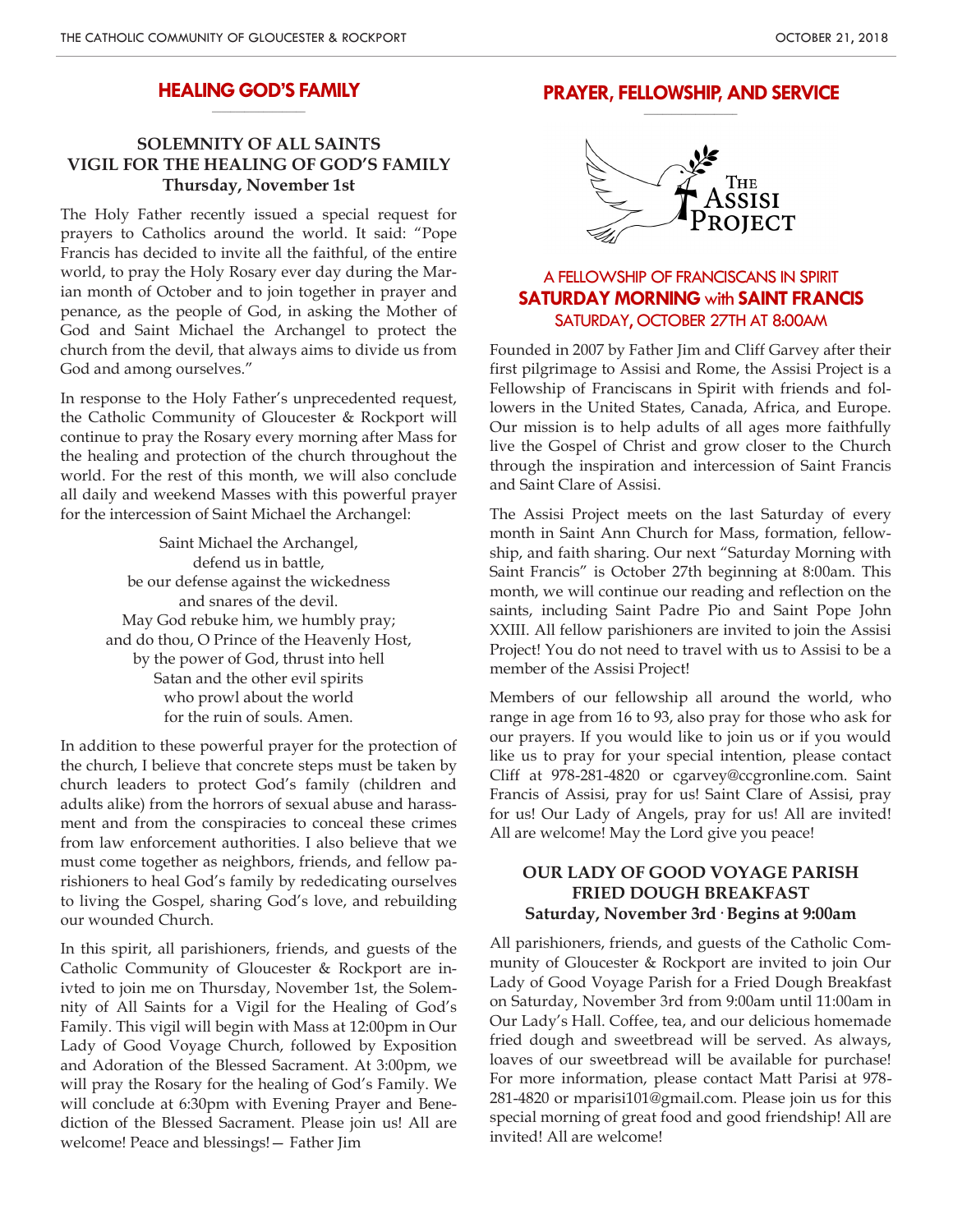## HEALING GOD'S FAMILY

### SOLEMNITY OF ALL SAINTS
### VIGIL FOR THE HEALING OF GOD'S FAMILY
### Thursday, November 1st

The Holy Father recently issued a special request for prayers to Catholics around the world. It said: "Pope Francis has decided to invite all the faithful, of the entire world, to pray the Holy Rosary ever day during the Marian month of October and to join together in prayer and penance, as the people of God, in asking the Mother of God and Saint Michael the Archangel to protect the church from the devil, that always aims to divide us from God and among ourselves."

In response to the Holy Father's unprecedented request, the Catholic Community of Gloucester & Rockport will continue to pray the Rosary every morning after Mass for the healing and protection of the church throughout the world. For the rest of this month, we will also conclude all daily and weekend Masses with this powerful prayer for the intercession of Saint Michael the Archangel:

Saint Michael the Archangel,
defend us in battle,
be our defense against the wickedness
and snares of the devil.
May God rebuke him, we humbly pray;
and do thou, O Prince of the Heavenly Host,
by the power of God, thrust into hell
Satan and the other evil spirits
who prowl about the world
for the ruin of souls. Amen.

In addition to these powerful prayer for the protection of the church, I believe that concrete steps must be taken by church leaders to protect God's family (children and adults alike) from the horrors of sexual abuse and harassment and from the conspiracies to conceal these crimes from law enforcement authorities. I also believe that we must come together as neighbors, friends, and fellow parishioners to heal God's family by rededicating ourselves to living the Gospel, sharing God's love, and rebuilding our wounded Church.

In this spirit, all parishioners, friends, and guests of the Catholic Community of Gloucester & Rockport are invted to join me on Thursday, November 1st, the Solemnity of All Saints for a Vigil for the Healing of God's Family. This vigil will begin with Mass at 12:00pm in Our Lady of Good Voyage Church, followed by Exposition and Adoration of the Blessed Sacrament. At 3:00pm, we will pray the Rosary for the healing of God's Family. We will conclude at 6:30pm with Evening Prayer and Benediction of the Blessed Sacrament. Please join us! All are welcome! Peace and blessings! — Father Jim

## PRAYER, FELLOWSHIP, AND SERVICE

THE ASSISI PROJECT

### A FELLOWSHIP OF FRANCISCANS IN SPIRIT
### SATURDAY MORNING with SAINT FRANCIS
### SATURDAY, OCTOBER 27TH AT 8:00AM

Founded in 2007 by Father Jim and Cliff Garvey after their first pilgrimage to Assisi and Rome, the Assisi Project is a Fellowship of Franciscans in Spirit with friends and followers in the United States, Canada, Africa, and Europe. Our mission is to help adults of all ages more faithfully live the Gospel of Christ and grow closer to the Church through the inspiration and intercession of Saint Francis and Saint Clare of Assisi.

The Assisi Project meets on the last Saturday of every month in Saint Ann Church for Mass, formation, fellowship, and faith sharing. Our next "Saturday Morning with Saint Francis" is October 27th beginning at 8:00am. This month, we will continue our reading and reflection on the saints, including Saint Padre Pio and Saint Pope John XXIII. All fellow parishioners are invited to join the Assisi Project! You do not need to travel with us to Assisi to be a member of the Assisi Project!

Members of our fellowship all around the world, who range in age from 16 to 93, also pray for those who ask for our prayers. If you would like to join us or if you would like us to pray for your special intention, please contact Cliff at 978-281-4820 or cgarvey@ccgronline.com. Saint Francis of Assisi, pray for us! Saint Clare of Assisi, pray for us! Our Lady of Angels, pray for us! All are invited! All are welcome! May the Lord give you peace!

### OUR LADY OF GOOD VOYAGE PARISH
### FRIED DOUGH BREAKFAST
### Saturday, November 3rd · Begins at 9:00am

All parishioners, friends, and guests of the Catholic Community of Gloucester & Rockport are invited to join Our Lady of Good Voyage Parish for a Fried Dough Breakfast on Saturday, November 3rd from 9:00am until 11:00am in Our Lady's Hall. Coffee, tea, and our delicious homemade fried dough and sweetbread will be served. As always, loaves of our sweetbread will be available for purchase! For more information, please contact Matt Parisi at 978-281-4820 or mparisi101@gmail.com. Please join us for this special morning of great food and good friendship! All are invited! All are welcome!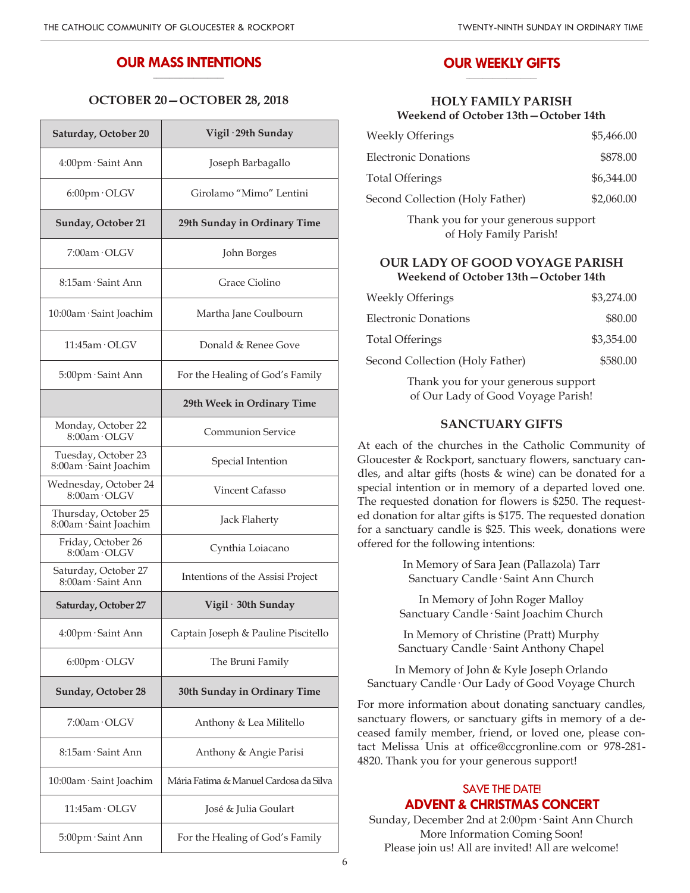## OUR MASS INTENTIONS

### OCTOBER 20—OCTOBER 28, 2018

| **Saturday, October 20** | **Vigil · 29th Sunday** |
|---|---|
| 4:00pm · Saint Ann | Joseph Barbagallo |
| 6:00pm · OLGV | Girolamo "Mimo" Lentini |
| **Sunday, October 21** | **29th Sunday in Ordinary Time** |
| 7:00am · OLGV | John Borges |
| 8:15am · Saint Ann | Grace Ciolino |
| 10:00am · Saint Joachim | Martha Jane Coulbourn |
| 11:45am · OLGV | Donald & Renee Gove |
| 5:00pm · Saint Ann | For the Healing of God's Family |
| | **29th Week in Ordinary Time** |
| Monday, October 22 8:00am · OLGV | Communion Service |
| Tuesday, October 23 8:00am · Saint Joachim | Special Intention |
| Wednesday, October 24 8:00am · OLGV | Vincent Cafasso |
| Thursday, October 25 8:00am · Saint Joachim | Jack Flaherty |
| Friday, October 26 8:00am · OLGV | Cynthia Loiacano |
| Saturday, October 27 8:00am · Saint Ann | Intentions of the Assisi Project |
| **Saturday, October 27** | **Vigil · 30th Sunday** |
| 4:00pm · Saint Ann | Captain Joseph & Pauline Piscitello |
| 6:00pm · OLGV | The Bruni Family |
| **Sunday, October 28** | **30th Sunday in Ordinary Time** |
| 7:00am · OLGV | Anthony & Lea Militello |
| 8:15am · Saint Ann | Anthony & Angie Parisi |
| 10:00am · Saint Joachim | Mária Fatima & Manuel Cardosa da Silva |
| 11:45am · OLGV | José & Julia Goulart |
| 5:00pm · Saint Ann | For the Healing of God's Family |

## OUR WEEKLY GIFTS

### HOLY FAMILY PARISH
**Weekend of October 13th—October 14th**

| | |
|---|---|
| Weekly Offerings | $5,466.00 |
| Electronic Donations | $878.00 |
| Total Offerings | $6,344.00 |
| Second Collection (Holy Father) | $2,060.00 |

Thank you for your generous support of Holy Family Parish!

### OUR LADY OF GOOD VOYAGE PARISH
**Weekend of October 13th—October 14th**

| | |
|---|---|
| Weekly Offerings | $3,274.00 |
| Electronic Donations | $80.00 |
| Total Offerings | $3,354.00 |
| Second Collection (Holy Father) | $580.00 |

Thank you for your generous support of Our Lady of Good Voyage Parish!

### SANCTUARY GIFTS

At each of the churches in the Catholic Community of Gloucester & Rockport, sanctuary flowers, sanctuary candles, and altar gifts (hosts & wine) can be donated for a special intention or in memory of a departed loved one. The requested donation for flowers is $250. The requested donation for altar gifts is $175. The requested donation for a sanctuary candle is $25. This week, donations were offered for the following intentions:

In Memory of Sara Jean (Pallazola) Tarr
Sanctuary Candle · Saint Ann Church

In Memory of John Roger Malloy
Sanctuary Candle · Saint Joachim Church

In Memory of Christine (Pratt) Murphy
Sanctuary Candle · Saint Anthony Chapel

In Memory of John & Kyle Joseph Orlando
Sanctuary Candle · Our Lady of Good Voyage Church

For more information about donating sanctuary candles, sanctuary flowers, or sanctuary gifts in memory of a deceased family member, friend, or loved one, please contact Melissa Unis at office@ccgronline.com or 978-281-4820. Thank you for your generous support!

SAVE THE DATE!

## ADVENT & CHRISTMAS CONCERT

Sunday, December 2nd at 2:00pm · Saint Ann Church
More Information Coming Soon!
Please join us! All are invited! All are welcome!